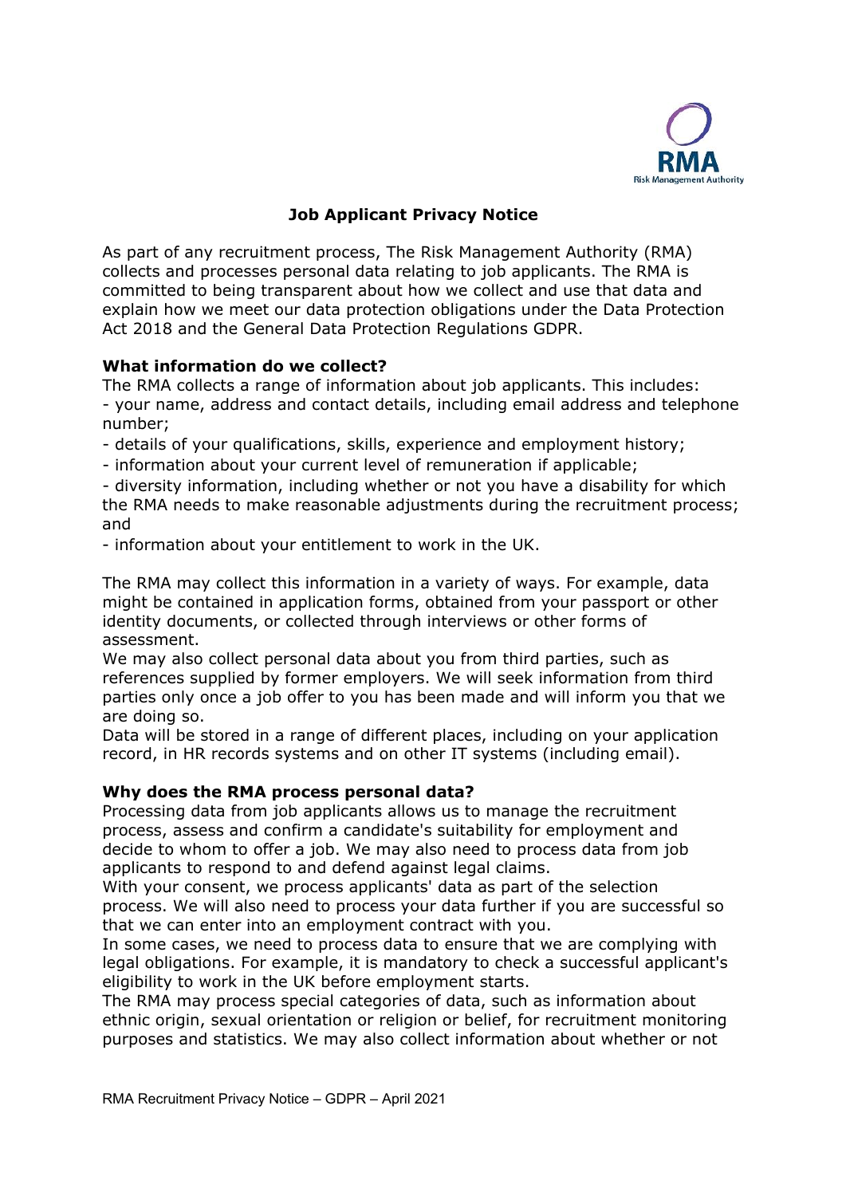# Job Applicant Privacy Notice

As part of any recruitment process, The Risk Management Authority (RMA) collects and processes personal data relating to job applicants. The RMA is committed to being transparent about how we collect and use that data and explain how we meet our data protection obligations under the Data Protection Act 2018 and the General Data Protection Regulations GDPR.

## What information do we collect?

The RMA collects a range of information about job applicants. This includes:

- your name, address and contact details, including email address and telephone number;
- details of your qualifications, skills, experience and employment history;
- information about your current level of remuneration if applicable;
- diversity information, including whether or not you have a disability for which the RMA needs to make reasonable adjustments during the recruitment process; and
- information about your entitlement to work in the UK.

The RMA may collect this information in a variety of ways. For example, data might be contained in application forms, obtained from your passport or other identity documents, or collected through interviews or other forms of assessment.

We may also collect personal data about you from third parties, such as references supplied by former employers. We will seek information from third parties only once a job offer to you has been made and will inform you that we are doing so.

Data will be stored in a range of different places, including on your application record, in HR records systems and on other IT systems (including email).

## Why does the RMA process personal data?

Processing data from job applicants allows us to manage the recruitment process, assess and confirm a candidate's suitability for employment and decide to whom to offer a job. We may also need to process data from job applicants to respond to and defend against legal claims.

With your consent, we process applicants' data as part of the selection process. We will also need to process your data further if you are successful so that we can enter into an employment contract with you.

In some cases, we need to process data to ensure that we are complying with legal obligations. For example, it is mandatory to check a successful applicant's eligibility to work in the UK before employment starts.

The RMA may process special categories of data, such as information about ethnic origin, sexual orientation or religion or belief, for recruitment monitoring purposes and statistics. We may also collect information about whether or not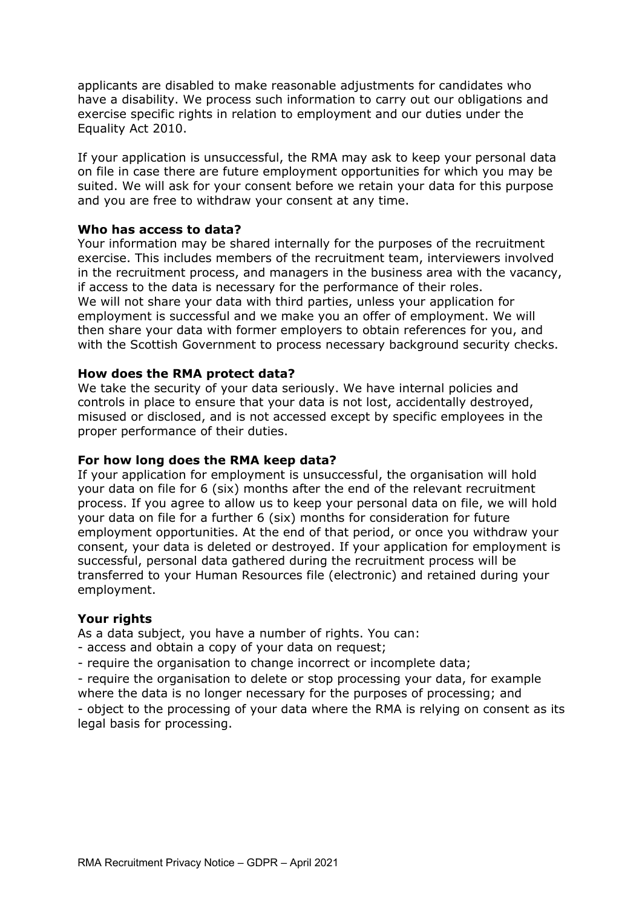applicants are disabled to make reasonable adjustments for candidates who have a disability. We process such information to carry out our obligations and exercise specific rights in relation to employment and our duties under the Equality Act 2010.

If your application is unsuccessful, the RMA may ask to keep your personal data on file in case there are future employment opportunities for which you may be suited. We will ask for your consent before we retain your data for this purpose and you are free to withdraw your consent at any time.

**Who has access to data?**

Your information may be shared internally for the purposes of the recruitment exercise. This includes members of the recruitment team, interviewers involved in the recruitment process, and managers in the business area with the vacancy, if access to the data is necessary for the performance of their roles.
We will not share your data with third parties, unless your application for employment is successful and we make you an offer of employment. We will then share your data with former employers to obtain references for you, and with the Scottish Government to process necessary background security checks.

**How does the RMA protect data?**

We take the security of your data seriously. We have internal policies and controls in place to ensure that your data is not lost, accidentally destroyed, misused or disclosed, and is not accessed except by specific employees in the proper performance of their duties.

**For how long does the RMA keep data?**

If your application for employment is unsuccessful, the organisation will hold your data on file for 6 (six) months after the end of the relevant recruitment process. If you agree to allow us to keep your personal data on file, we will hold your data on file for a further 6 (six) months for consideration for future employment opportunities. At the end of that period, or once you withdraw your consent, your data is deleted or destroyed. If your application for employment is successful, personal data gathered during the recruitment process will be transferred to your Human Resources file (electronic) and retained during your employment.

**Your rights**

As a data subject, you have a number of rights. You can:

- access and obtain a copy of your data on request;
- require the organisation to change incorrect or incomplete data;
- require the organisation to delete or stop processing your data, for example where the data is no longer necessary for the purposes of processing; and
- object to the processing of your data where the RMA is relying on consent as its legal basis for processing.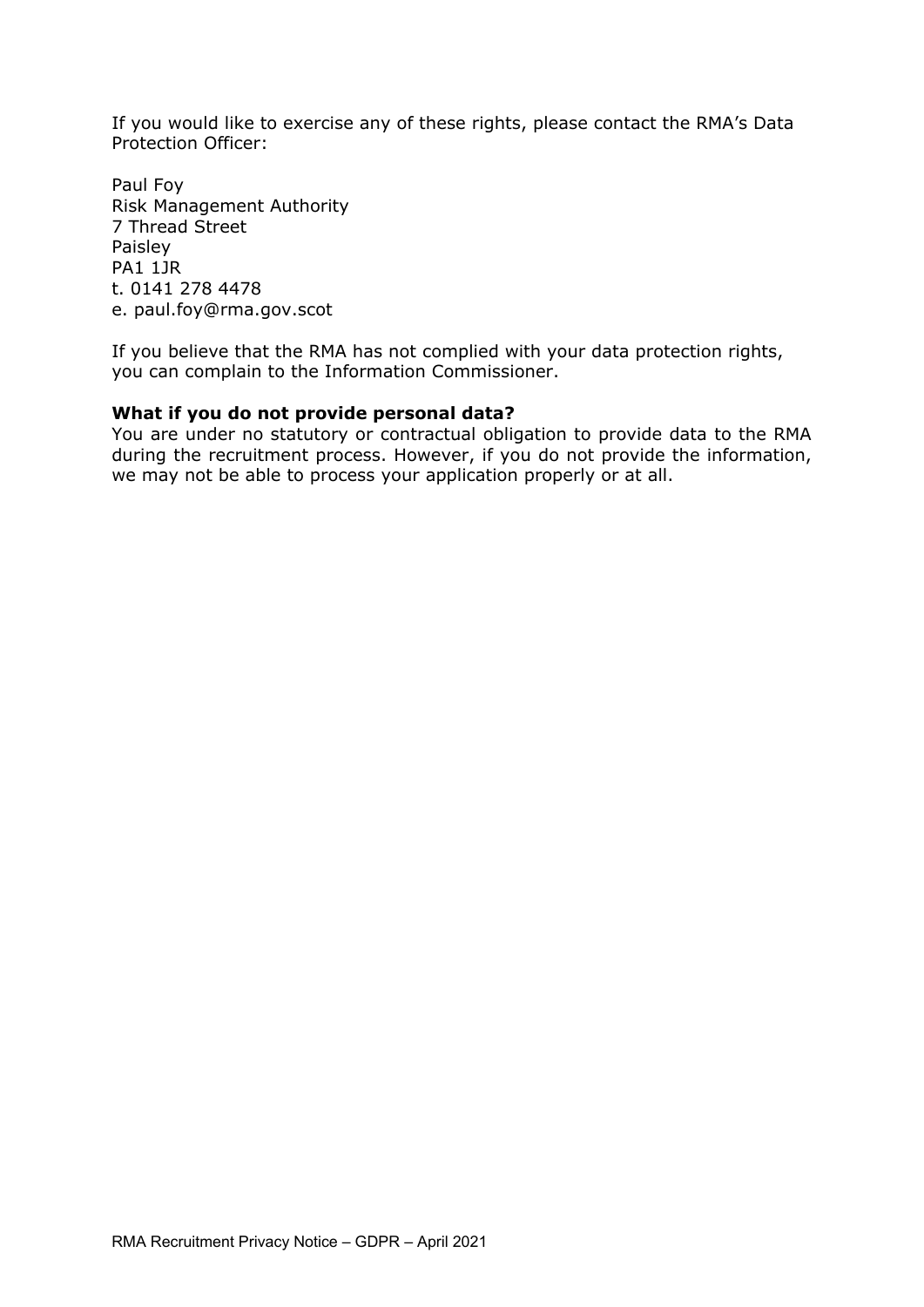If you would like to exercise any of these rights, please contact the RMA's Data Protection Officer:

Paul Foy
Risk Management Authority
7 Thread Street
Paisley
PA1 1JR
t. 0141 278 4478
e. paul.foy@rma.gov.scot

If you believe that the RMA has not complied with your data protection rights, you can complain to the Information Commissioner.

**What if you do not provide personal data?**

You are under no statutory or contractual obligation to provide data to the RMA during the recruitment process. However, if you do not provide the information, we may not be able to process your application properly or at all.